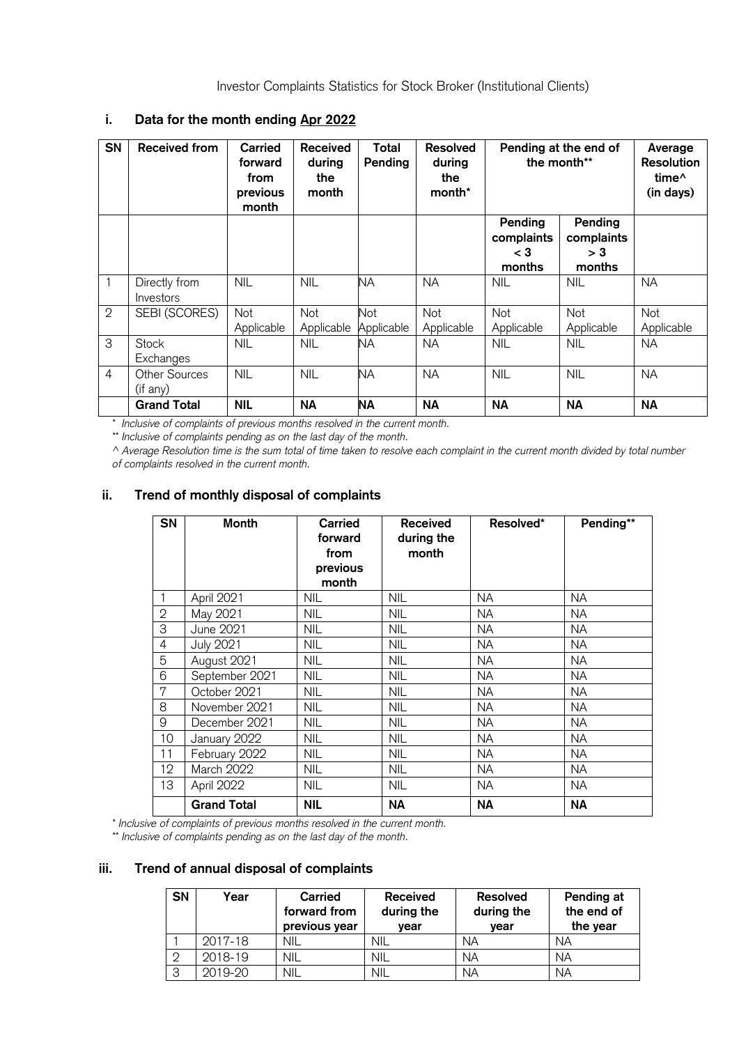Investor Complaints Statistics for Stock Broker (Institutional Clients)

### i. Data for the month ending Apr 2022

| SN | Received from | Carried forward from previous month | Received during the month | Total Pending | Resolved during the month* | Pending at the end of the month** | | Average Resolution time^ (in days) |
|---|---|---|---|---|---|---|---|---|
| | | | | | | Pending complaints < 3 months | Pending complaints > 3 months | |
| 1 | Directly from Investors | NIL | NIL | NA | NA | NIL | NIL | NA |
| 2 | SEBI (SCORES) | Not Applicable | Not Applicable | Not Applicable | Not Applicable | Not Applicable | Not Applicable | Not Applicable |
| 3 | Stock Exchanges | NIL | NIL | NA | NA | NIL | NIL | NA |
| 4 | Other Sources (if any) | NIL | NIL | NA | NA | NIL | NIL | NA |
| | **Grand Total** | **NIL** | **NA** | **NA** | **NA** | **NA** | **NA** | **NA** |

*\* Inclusive of complaints of previous months resolved in the current month.*

*\*\* Inclusive of complaints pending as on the last day of the month.*

*^ Average Resolution time is the sum total of time taken to resolve each complaint in the current month divided by total number of complaints resolved in the current month.*

### ii. Trend of monthly disposal of complaints

| SN | Month | Carried forward from previous month | Received during the month | Resolved* | Pending** |
|---|---|---|---|---|---|
| 1 | April 2021 | NIL | NIL | NA | NA |
| 2 | May 2021 | NIL | NIL | NA | NA |
| 3 | June 2021 | NIL | NIL | NA | NA |
| 4 | July 2021 | NIL | NIL | NA | NA |
| 5 | August 2021 | NIL | NIL | NA | NA |
| 6 | September 2021 | NIL | NIL | NA | NA |
| 7 | October 2021 | NIL | NIL | NA | NA |
| 8 | November 2021 | NIL | NIL | NA | NA |
| 9 | December 2021 | NIL | NIL | NA | NA |
| 10 | January 2022 | NIL | NIL | NA | NA |
| 11 | February 2022 | NIL | NIL | NA | NA |
| 12 | March 2022 | NIL | NIL | NA | NA |
| 13 | April 2022 | NIL | NIL | NA | NA |
| | **Grand Total** | **NIL** | **NA** | **NA** | **NA** |

*\* Inclusive of complaints of previous months resolved in the current month.*

*\*\* Inclusive of complaints pending as on the last day of the month.*

### iii. Trend of annual disposal of complaints

| SN | Year | Carried forward from previous year | Received during the year | Resolved during the year | Pending at the end of the year |
|---|---|---|---|---|---|
| 1 | 2017-18 | NIL | NIL | NA | NA |
| 2 | 2018-19 | NIL | NIL | NA | NA |
| 3 | 2019-20 | NIL | NIL | NA | NA |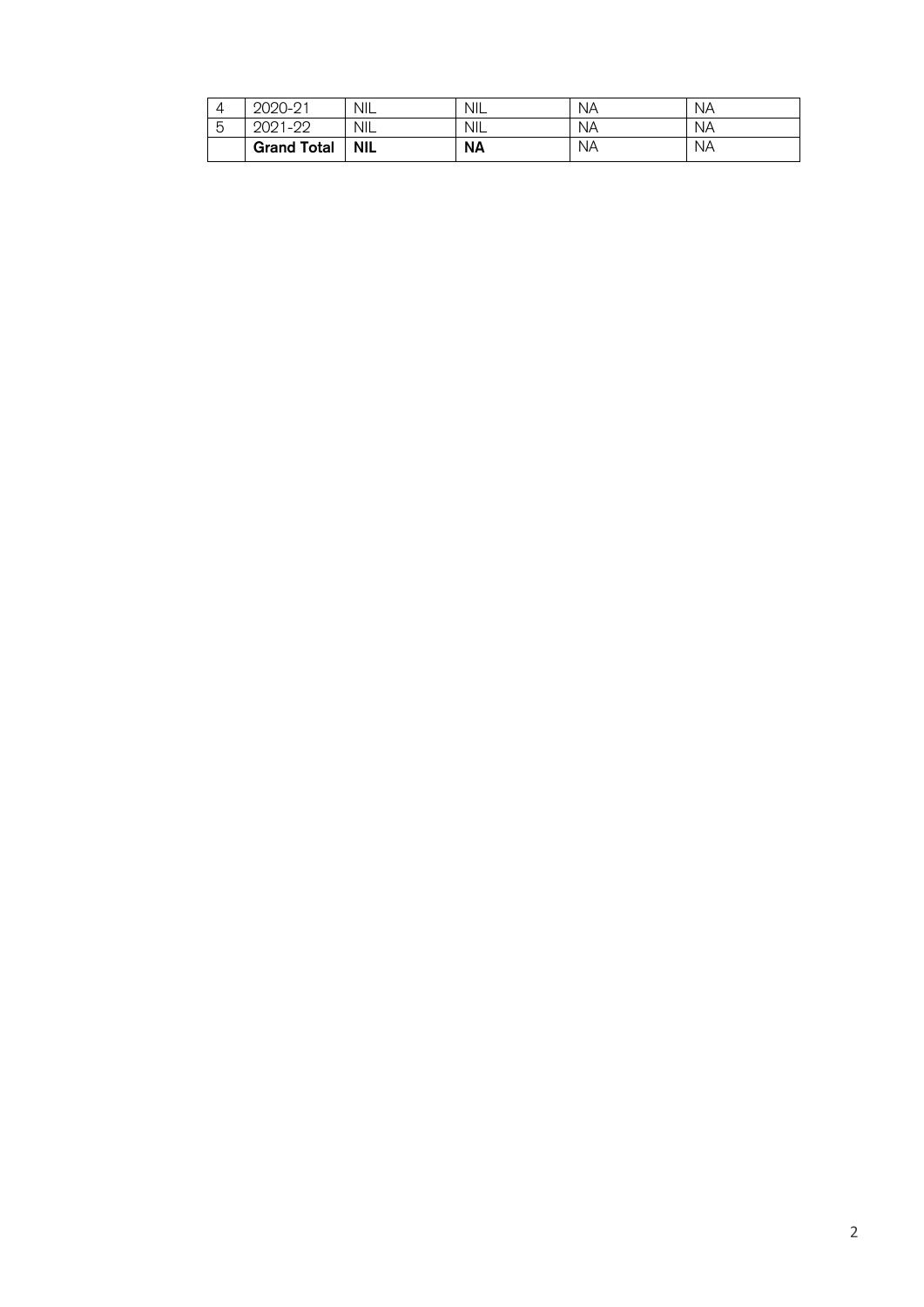| | | | | | |
|---|---|---|---|---|---|
| 4 | 2020-21 | NIL | NIL | NA | NA |
| 5 | 2021-22 | NIL | NIL | NA | NA |
| | **Grand Total** | **NIL** | **NA** | NA | NA |